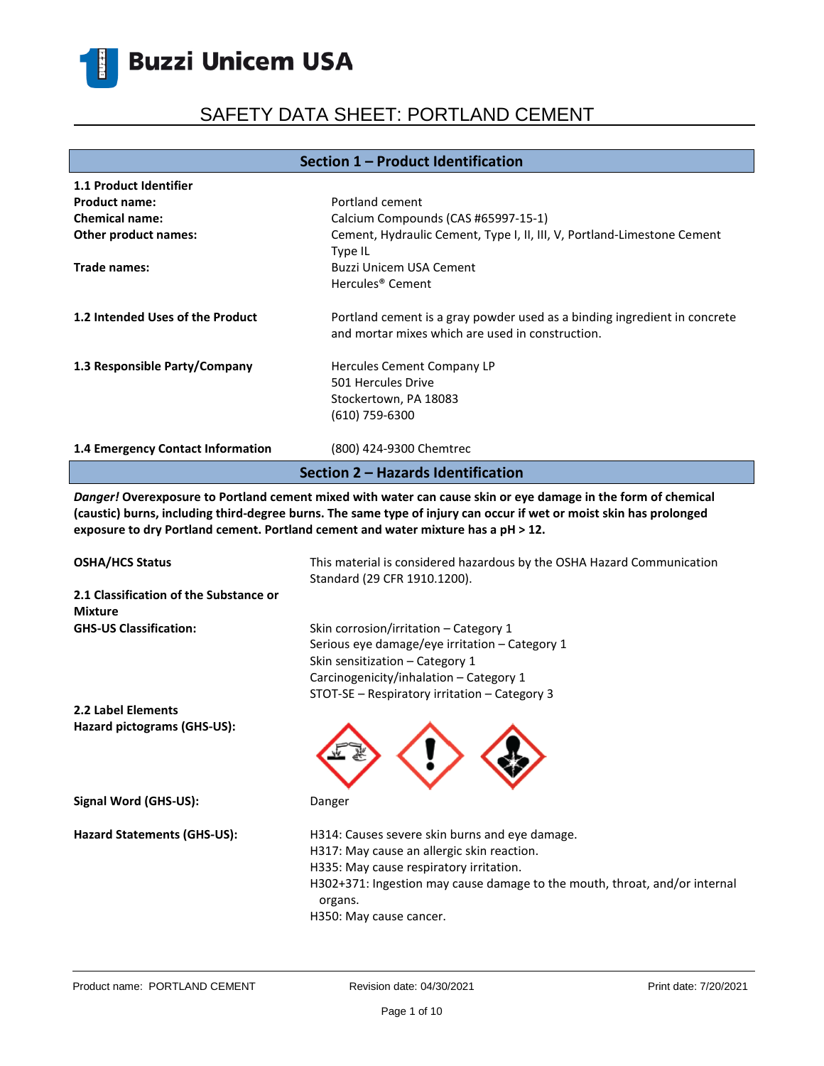**Buzzi Unicem USA**

# SAFETY DATA SHEET: PORTLAND CEMENT

## Section 1 – Product Identification

**1.1 Product Identifier**

**Product name:** Portland cement

**Chemical name:** Calcium Compounds (CAS #65997-15-1)

**Other product names:** Cement, Hydraulic Cement, Type I, II, III, V, Portland-Limestone Cement Type IL

**Trade names:** Buzzi Unicem USA Cement
Hercules® Cement

**1.2 Intended Uses of the Product** Portland cement is a gray powder used as a binding ingredient in concrete and mortar mixes which are used in construction.

**1.3 Responsible Party/Company** Hercules Cement Company LP
501 Hercules Drive
Stockertown, PA 18083
(610) 759-6300

**1.4 Emergency Contact Information** (800) 424-9300 Chemtrec

## Section 2 – Hazards Identification

***Danger!* Overexposure to Portland cement mixed with water can cause skin or eye damage in the form of chemical (caustic) burns, including third-degree burns. The same type of injury can occur if wet or moist skin has prolonged exposure to dry Portland cement. Portland cement and water mixture has a pH > 12.**

**OSHA/HCS Status** This material is considered hazardous by the OSHA Hazard Communication Standard (29 CFR 1910.1200).

**2.1 Classification of the Substance or Mixture**

**GHS-US Classification:**
Skin corrosion/irritation – Category 1
Serious eye damage/eye irritation – Category 1
Skin sensitization – Category 1
Carcinogenicity/inhalation – Category 1
STOT-SE – Respiratory irritation – Category 3

**2.2 Label Elements**

**Hazard pictograms (GHS-US):**

**Signal Word (GHS-US):** Danger

**Hazard Statements (GHS-US):**
H314: Causes severe skin burns and eye damage.
H317: May cause an allergic skin reaction.
H335: May cause respiratory irritation.
H302+371: Ingestion may cause damage to the mouth, throat, and/or internal organs.
H350: May cause cancer.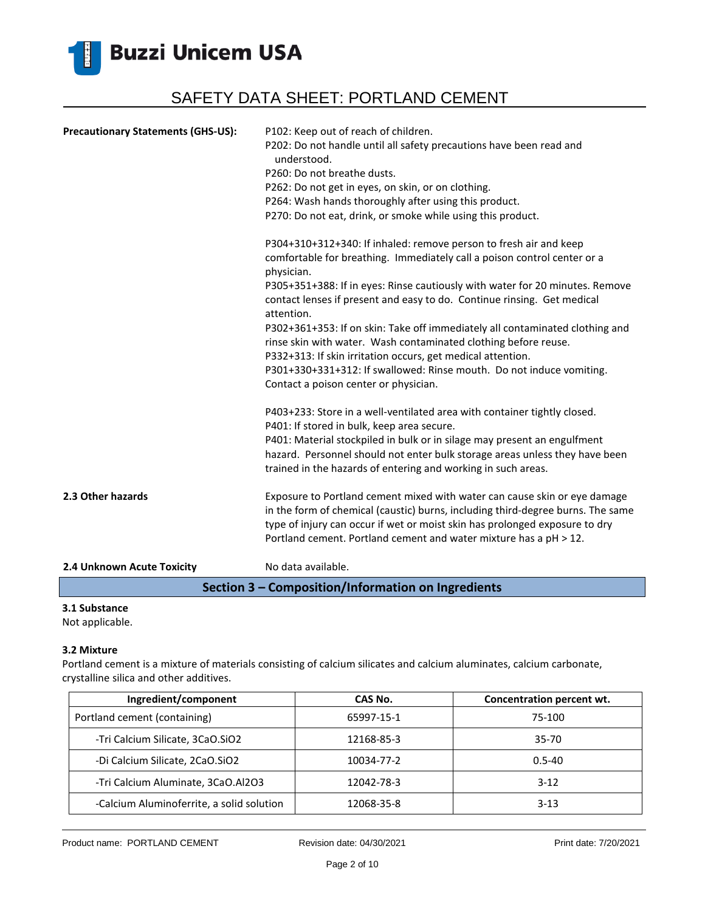**Precautionary Statements (GHS-US):**

P102: Keep out of reach of children.
P202: Do not handle until all safety precautions have been read and understood.
P260: Do not breathe dusts.
P262: Do not get in eyes, on skin, or on clothing.
P264: Wash hands thoroughly after using this product.
P270: Do not eat, drink, or smoke while using this product.

P304+310+312+340: If inhaled: remove person to fresh air and keep comfortable for breathing. Immediately call a poison control center or a physician.
P305+351+388: If in eyes: Rinse cautiously with water for 20 minutes. Remove contact lenses if present and easy to do. Continue rinsing. Get medical attention.
P302+361+353: If on skin: Take off immediately all contaminated clothing and rinse skin with water. Wash contaminated clothing before reuse.
P332+313: If skin irritation occurs, get medical attention.
P301+330+331+312: If swallowed: Rinse mouth. Do not induce vomiting. Contact a poison center or physician.

P403+233: Store in a well-ventilated area with container tightly closed.
P401: If stored in bulk, keep area secure.
P401: Material stockpiled in bulk or in silage may present an engulfment hazard. Personnel should not enter bulk storage areas unless they have been trained in the hazards of entering and working in such areas.

**2.3 Other hazards**

Exposure to Portland cement mixed with water can cause skin or eye damage in the form of chemical (caustic) burns, including third-degree burns. The same type of injury can occur if wet or moist skin has prolonged exposure to dry Portland cement. Portland cement and water mixture has a pH > 12.

**2.4 Unknown Acute Toxicity**

No data available.

## Section 3 – Composition/Information on Ingredients

**3.1 Substance**

Not applicable.

**3.2 Mixture**

Portland cement is a mixture of materials consisting of calcium silicates and calcium aluminates, calcium carbonate, crystalline silica and other additives.

| Ingredient/component | CAS No. | Concentration percent wt. |
|---|---|---|
| Portland cement (containing) | 65997-15-1 | 75-100 |
| -Tri Calcium Silicate, $3CaO.SiO_2$ | 12168-85-3 | 35-70 |
| -Di Calcium Silicate, $2CaO.SiO_2$ | 10034-77-2 | 0.5-40 |
| -Tri Calcium Aluminate, $3CaO.Al_2O_3$ | 12042-78-3 | 3-12 |
| -Calcium Aluminoferrite, a solid solution | 12068-35-8 | 3-13 |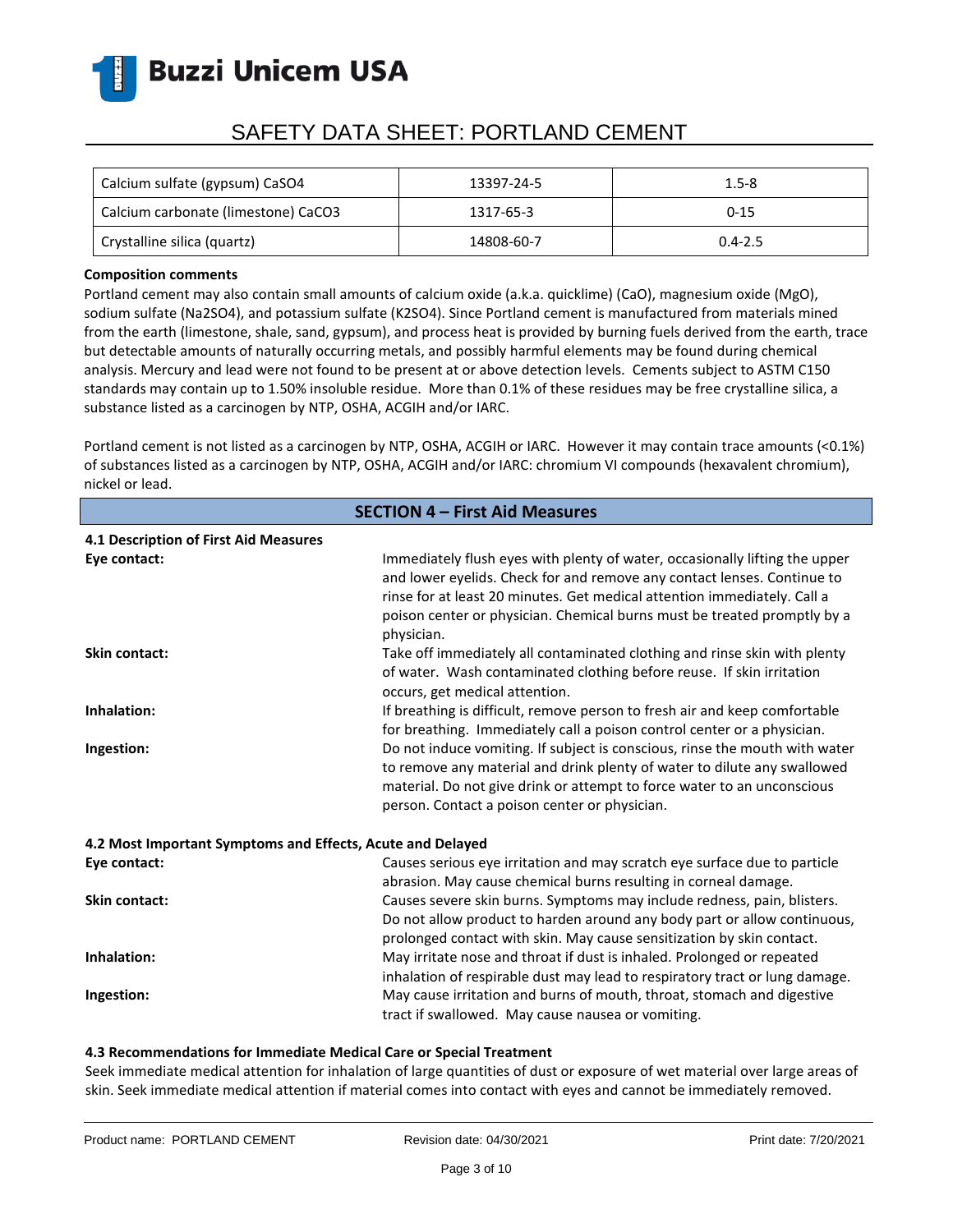| Calcium sulfate (gypsum) $CaSO_4$ | 13397-24-5 | 1.5-8 |
|---|---|---|
| Calcium carbonate (limestone) $CaCO_3$ | 1317-65-3 | 0-15 |
| Crystalline silica (quartz) | 14808-60-7 | 0.4-2.5 |

**Composition comments**

Portland cement may also contain small amounts of calcium oxide (a.k.a. quicklime) (CaO), magnesium oxide (MgO), sodium sulfate ($Na_2SO_4$), and potassium sulfate ($K_2SO_4$). Since Portland cement is manufactured from materials mined from the earth (limestone, shale, sand, gypsum), and process heat is provided by burning fuels derived from the earth, trace but detectable amounts of naturally occurring metals, and possibly harmful elements may be found during chemical analysis. Mercury and lead were not found to be present at or above detection levels. Cements subject to ASTM C150 standards may contain up to 1.50% insoluble residue. More than 0.1% of these residues may be free crystalline silica, a substance listed as a carcinogen by NTP, OSHA, ACGIH and/or IARC.

Portland cement is not listed as a carcinogen by NTP, OSHA, ACGIH or IARC. However it may contain trace amounts (<0.1%) of substances listed as a carcinogen by NTP, OSHA, ACGIH and/or IARC: chromium VI compounds (hexavalent chromium), nickel or lead.

## SECTION 4 – First Aid Measures

**4.1 Description of First Aid Measures**

**Eye contact:** Immediately flush eyes with plenty of water, occasionally lifting the upper and lower eyelids. Check for and remove any contact lenses. Continue to rinse for at least 20 minutes. Get medical attention immediately. Call a poison center or physician. Chemical burns must be treated promptly by a physician.

**Skin contact:** Take off immediately all contaminated clothing and rinse skin with plenty of water. Wash contaminated clothing before reuse. If skin irritation occurs, get medical attention.

**Inhalation:** If breathing is difficult, remove person to fresh air and keep comfortable for breathing. Immediately call a poison control center or a physician.

**Ingestion:** Do not induce vomiting. If subject is conscious, rinse the mouth with water to remove any material and drink plenty of water to dilute any swallowed material. Do not give drink or attempt to force water to an unconscious person. Contact a poison center or physician.

**4.2 Most Important Symptoms and Effects, Acute and Delayed**

**Eye contact:** Causes serious eye irritation and may scratch eye surface due to particle abrasion. May cause chemical burns resulting in corneal damage.

**Skin contact:** Causes severe skin burns. Symptoms may include redness, pain, blisters. Do not allow product to harden around any body part or allow continuous, prolonged contact with skin. May cause sensitization by skin contact.

**Inhalation:** May irritate nose and throat if dust is inhaled. Prolonged or repeated inhalation of respirable dust may lead to respiratory tract or lung damage.

**Ingestion:** May cause irritation and burns of mouth, throat, stomach and digestive tract if swallowed. May cause nausea or vomiting.

**4.3 Recommendations for Immediate Medical Care or Special Treatment**

Seek immediate medical attention for inhalation of large quantities of dust or exposure of wet material over large areas of skin. Seek immediate medical attention if material comes into contact with eyes and cannot be immediately removed.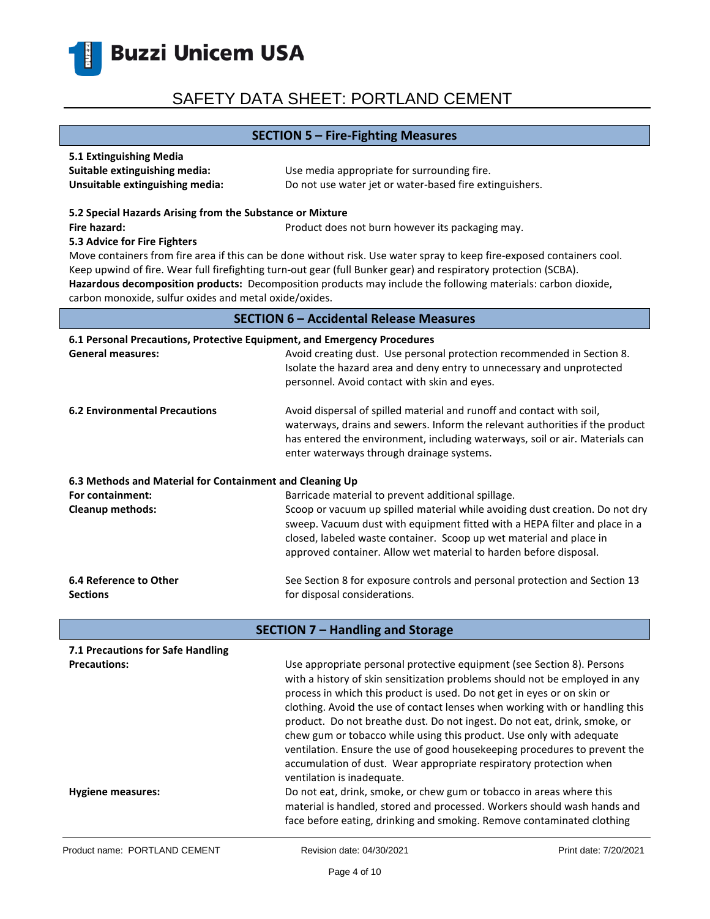## SECTION 5 – Fire-Fighting Measures

**5.1 Extinguishing Media**

**Suitable extinguishing media:** Use media appropriate for surrounding fire.

**Unsuitable extinguishing media:** Do not use water jet or water-based fire extinguishers.

**5.2 Special Hazards Arising from the Substance or Mixture**

**Fire hazard:** Product does not burn however its packaging may.

**5.3 Advice for Fire Fighters**

Move containers from fire area if this can be done without risk. Use water spray to keep fire-exposed containers cool. Keep upwind of fire. Wear full firefighting turn-out gear (full Bunker gear) and respiratory protection (SCBA).

**Hazardous decomposition products:** Decomposition products may include the following materials: carbon dioxide, carbon monoxide, sulfur oxides and metal oxide/oxides.

## SECTION 6 – Accidental Release Measures

**6.1 Personal Precautions, Protective Equipment, and Emergency Procedures**

**General measures:** Avoid creating dust. Use personal protection recommended in Section 8. Isolate the hazard area and deny entry to unnecessary and unprotected personnel. Avoid contact with skin and eyes.

**6.2 Environmental Precautions** Avoid dispersal of spilled material and runoff and contact with soil, waterways, drains and sewers. Inform the relevant authorities if the product has entered the environment, including waterways, soil or air. Materials can enter waterways through drainage systems.

**6.3 Methods and Material for Containment and Cleaning Up**

**For containment:** Barricade material to prevent additional spillage.

**Cleanup methods:** Scoop or vacuum up spilled material while avoiding dust creation. Do not dry sweep. Vacuum dust with equipment fitted with a HEPA filter and place in a closed, labeled waste container. Scoop up wet material and place in approved container. Allow wet material to harden before disposal.

**6.4 Reference to Other Sections** See Section 8 for exposure controls and personal protection and Section 13 for disposal considerations.

## SECTION 7 – Handling and Storage

**7.1 Precautions for Safe Handling**

**Precautions:** Use appropriate personal protective equipment (see Section 8). Persons with a history of skin sensitization problems should not be employed in any process in which this product is used. Do not get in eyes or on skin or clothing. Avoid the use of contact lenses when working with or handling this product. Do not breathe dust. Do not ingest. Do not eat, drink, smoke, or chew gum or tobacco while using this product. Use only with adequate ventilation. Ensure the use of good housekeeping procedures to prevent the accumulation of dust. Wear appropriate respiratory protection when ventilation is inadequate.

**Hygiene measures:** Do not eat, drink, smoke, or chew gum or tobacco in areas where this material is handled, stored and processed. Workers should wash hands and face before eating, drinking and smoking. Remove contaminated clothing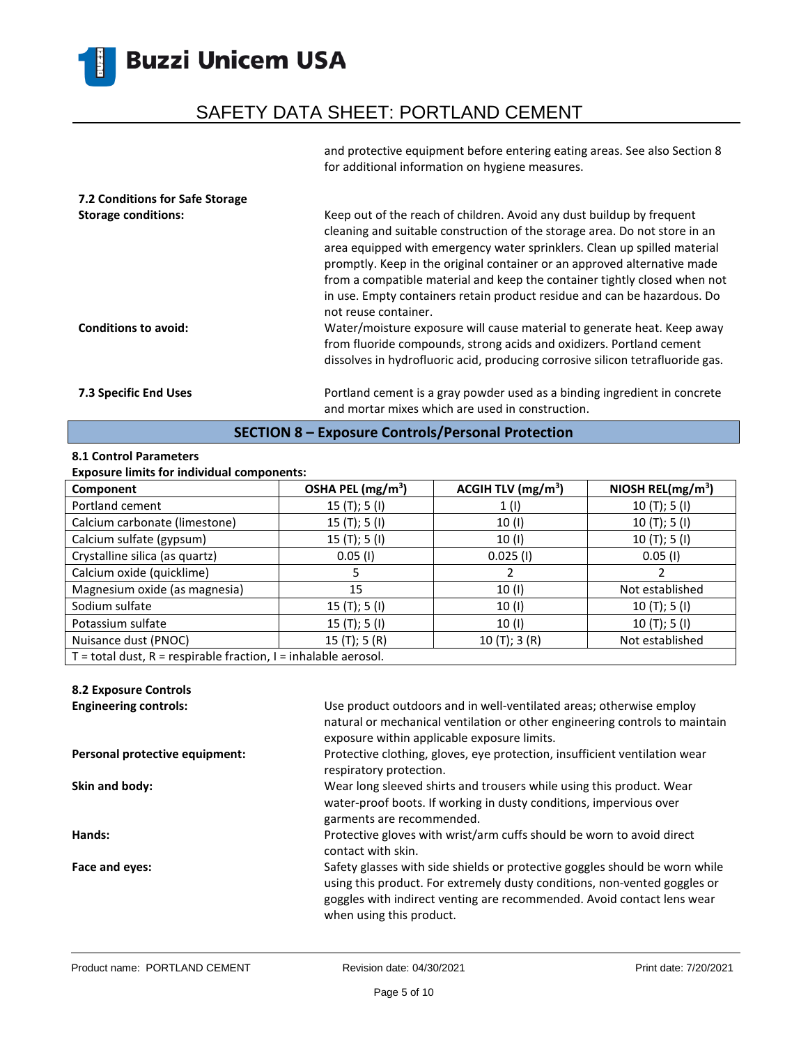and protective equipment before entering eating areas. See also Section 8 for additional information on hygiene measures.

**7.2 Conditions for Safe Storage**

**Storage conditions:** Keep out of the reach of children. Avoid any dust buildup by frequent cleaning and suitable construction of the storage area. Do not store in an area equipped with emergency water sprinklers. Clean up spilled material promptly. Keep in the original container or an approved alternative made from a compatible material and keep the container tightly closed when not in use. Empty containers retain product residue and can be hazardous. Do not reuse container.

**Conditions to avoid:** Water/moisture exposure will cause material to generate heat. Keep away from fluoride compounds, strong acids and oxidizers. Portland cement dissolves in hydrofluoric acid, producing corrosive silicon tetrafluoride gas.

**7.3 Specific End Uses** Portland cement is a gray powder used as a binding ingredient in concrete and mortar mixes which are used in construction.

## SECTION 8 – Exposure Controls/Personal Protection

**8.1 Control Parameters**

**Exposure limits for individual components:**

| Component | OSHA PEL (mg/m$^3$) | ACGIH TLV (mg/m$^3$) | NIOSH REL(mg/m$^3$) |
|---|---|---|---|
| Portland cement | 15 (T); 5 (I) | 1 (I) | 10 (T); 5 (I) |
| Calcium carbonate (limestone) | 15 (T); 5 (I) | 10 (I) | 10 (T); 5 (I) |
| Calcium sulfate (gypsum) | 15 (T); 5 (I) | 10 (I) | 10 (T); 5 (I) |
| Crystalline silica (as quartz) | 0.05 (I) | 0.025 (I) | 0.05 (I) |
| Calcium oxide (quicklime) | 5 | 2 | 2 |
| Magnesium oxide (as magnesia) | 15 | 10 (I) | Not established |
| Sodium sulfate | 15 (T); 5 (I) | 10 (I) | 10 (T); 5 (I) |
| Potassium sulfate | 15 (T); 5 (I) | 10 (I) | 10 (T); 5 (I) |
| Nuisance dust (PNOC) | 15 (T); 5 (R) | 10 (T); 3 (R) | Not established |
| T = total dust, R = respirable fraction, I = inhalable aerosol. | | | |

**8.2 Exposure Controls**

**Engineering controls:** Use product outdoors and in well-ventilated areas; otherwise employ natural or mechanical ventilation or other engineering controls to maintain exposure within applicable exposure limits.

**Personal protective equipment:** Protective clothing, gloves, eye protection, insufficient ventilation wear respiratory protection.

**Skin and body:** Wear long sleeved shirts and trousers while using this product. Wear water-proof boots. If working in dusty conditions, impervious over garments are recommended.

**Hands:** Protective gloves with wrist/arm cuffs should be worn to avoid direct contact with skin.

**Face and eyes:** Safety glasses with side shields or protective goggles should be worn while using this product. For extremely dusty conditions, non-vented goggles or goggles with indirect venting are recommended. Avoid contact lens wear when using this product.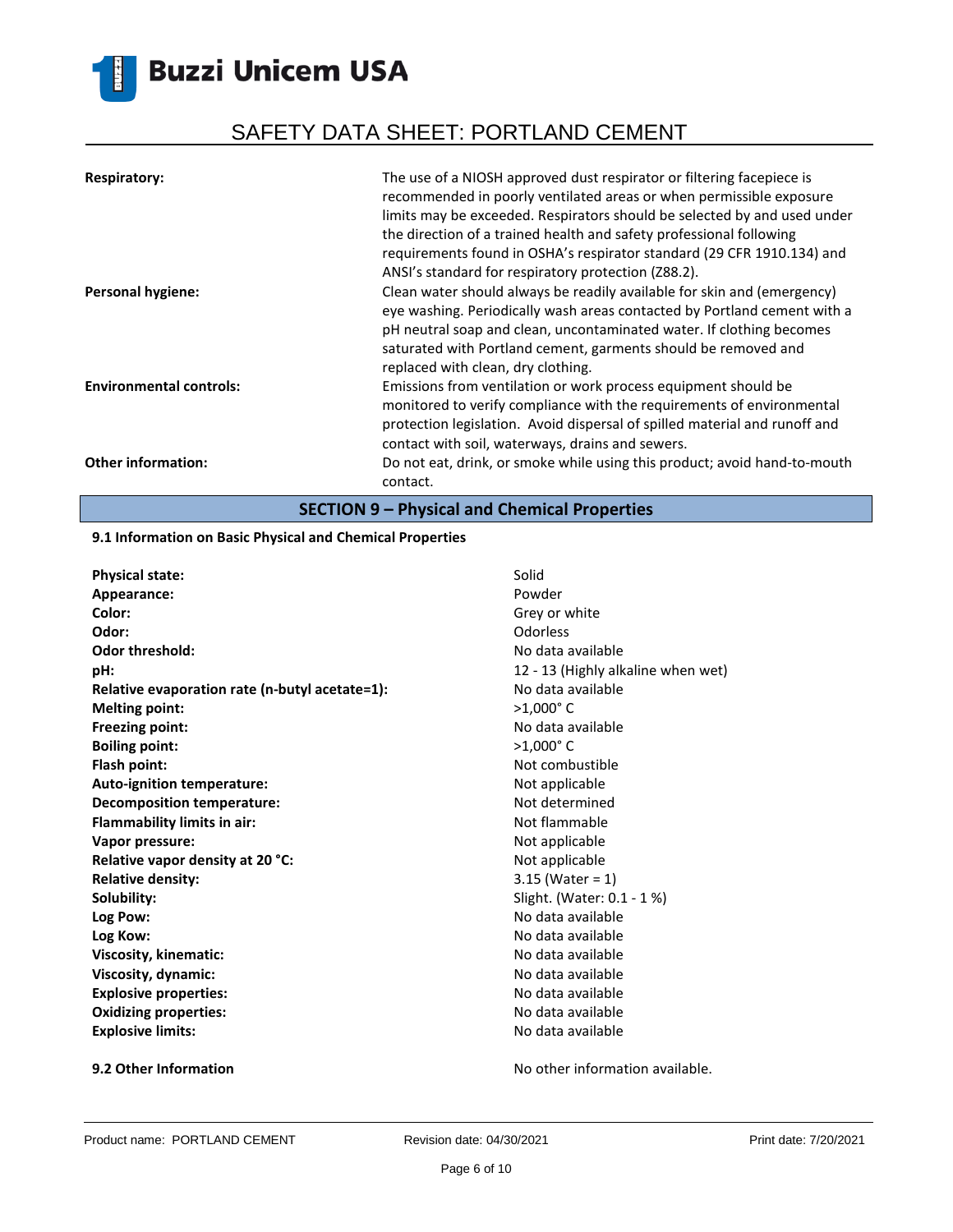**Respiratory:** The use of a NIOSH approved dust respirator or filtering facepiece is recommended in poorly ventilated areas or when permissible exposure limits may be exceeded. Respirators should be selected by and used under the direction of a trained health and safety professional following requirements found in OSHA's respirator standard (29 CFR 1910.134) and ANSI's standard for respiratory protection (Z88.2).

**Personal hygiene:** Clean water should always be readily available for skin and (emergency) eye washing. Periodically wash areas contacted by Portland cement with a pH neutral soap and clean, uncontaminated water. If clothing becomes saturated with Portland cement, garments should be removed and replaced with clean, dry clothing.

**Environmental controls:** Emissions from ventilation or work process equipment should be monitored to verify compliance with the requirements of environmental protection legislation. Avoid dispersal of spilled material and runoff and contact with soil, waterways, drains and sewers.

**Other information:** Do not eat, drink, or smoke while using this product; avoid hand-to-mouth contact.

## SECTION 9 – Physical and Chemical Properties

**9.1 Information on Basic Physical and Chemical Properties**

| Property | Value |
|---|---|
| **Physical state:** | Solid |
| **Appearance:** | Powder |
| **Color:** | Grey or white |
| **Odor:** | Odorless |
| **Odor threshold:** | No data available |
| **pH:** | 12 - 13 (Highly alkaline when wet) |
| **Relative evaporation rate (n-butyl acetate=1):** | No data available |
| **Melting point:** | >1,000° C |
| **Freezing point:** | No data available |
| **Boiling point:** | >1,000° C |
| **Flash point:** | Not combustible |
| **Auto-ignition temperature:** | Not applicable |
| **Decomposition temperature:** | Not determined |
| **Flammability limits in air:** | Not flammable |
| **Vapor pressure:** | Not applicable |
| **Relative vapor density at 20 °C:** | Not applicable |
| **Relative density:** | 3.15 (Water = 1) |
| **Solubility:** | Slight. (Water: 0.1 - 1 %) |
| **Log Pow:** | No data available |
| **Log Kow:** | No data available |
| **Viscosity, kinematic:** | No data available |
| **Viscosity, dynamic:** | No data available |
| **Explosive properties:** | No data available |
| **Oxidizing properties:** | No data available |
| **Explosive limits:** | No data available |

**9.2 Other Information** No other information available.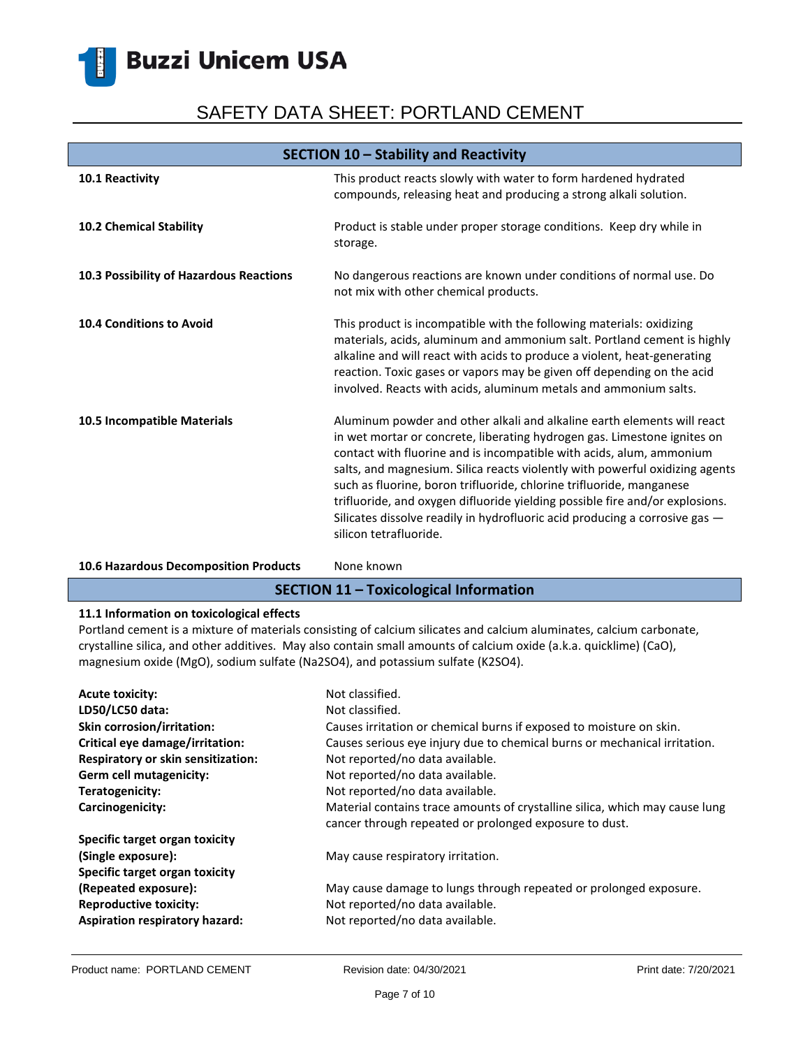## SECTION 10 – Stability and Reactivity

| | |
|---|---|
| **10.1 Reactivity** | This product reacts slowly with water to form hardened hydrated compounds, releasing heat and producing a strong alkali solution. |
| **10.2 Chemical Stability** | Product is stable under proper storage conditions. Keep dry while in storage. |
| **10.3 Possibility of Hazardous Reactions** | No dangerous reactions are known under conditions of normal use. Do not mix with other chemical products. |
| **10.4 Conditions to Avoid** | This product is incompatible with the following materials: oxidizing materials, acids, aluminum and ammonium salt. Portland cement is highly alkaline and will react with acids to produce a violent, heat-generating reaction. Toxic gases or vapors may be given off depending on the acid involved. Reacts with acids, aluminum metals and ammonium salts. |
| **10.5 Incompatible Materials** | Aluminum powder and other alkali and alkaline earth elements will react in wet mortar or concrete, liberating hydrogen gas. Limestone ignites on contact with fluorine and is incompatible with acids, alum, ammonium salts, and magnesium. Silica reacts violently with powerful oxidizing agents such as fluorine, boron trifluoride, chlorine trifluoride, manganese trifluoride, and oxygen difluoride yielding possible fire and/or explosions. Silicates dissolve readily in hydrofluoric acid producing a corrosive gas — silicon tetrafluoride. |
| **10.6 Hazardous Decomposition Products** | None known |

## SECTION 11 – Toxicological Information

**11.1 Information on toxicological effects**

Portland cement is a mixture of materials consisting of calcium silicates and calcium aluminates, calcium carbonate, crystalline silica, and other additives. May also contain small amounts of calcium oxide (a.k.a. quicklime) ($CaO$), magnesium oxide ($MgO$), sodium sulfate ($Na_2SO_4$), and potassium sulfate ($K_2SO_4$).

| | |
|---|---|
| **Acute toxicity:** | Not classified. |
| **LD50/LC50 data:** | Not classified. |
| **Skin corrosion/irritation:** | Causes irritation or chemical burns if exposed to moisture on skin. |
| **Critical eye damage/irritation:** | Causes serious eye injury due to chemical burns or mechanical irritation. |
| **Respiratory or skin sensitization:** | Not reported/no data available. |
| **Germ cell mutagenicity:** | Not reported/no data available. |
| **Teratogenicity:** | Not reported/no data available. |
| **Carcinogenicity:** | Material contains trace amounts of crystalline silica, which may cause lung cancer through repeated or prolonged exposure to dust. |
| **Specific target organ toxicity (Single exposure):** | May cause respiratory irritation. |
| **Specific target organ toxicity (Repeated exposure):** | May cause damage to lungs through repeated or prolonged exposure. |
| **Reproductive toxicity:** | Not reported/no data available. |
| **Aspiration respiratory hazard:** | Not reported/no data available. |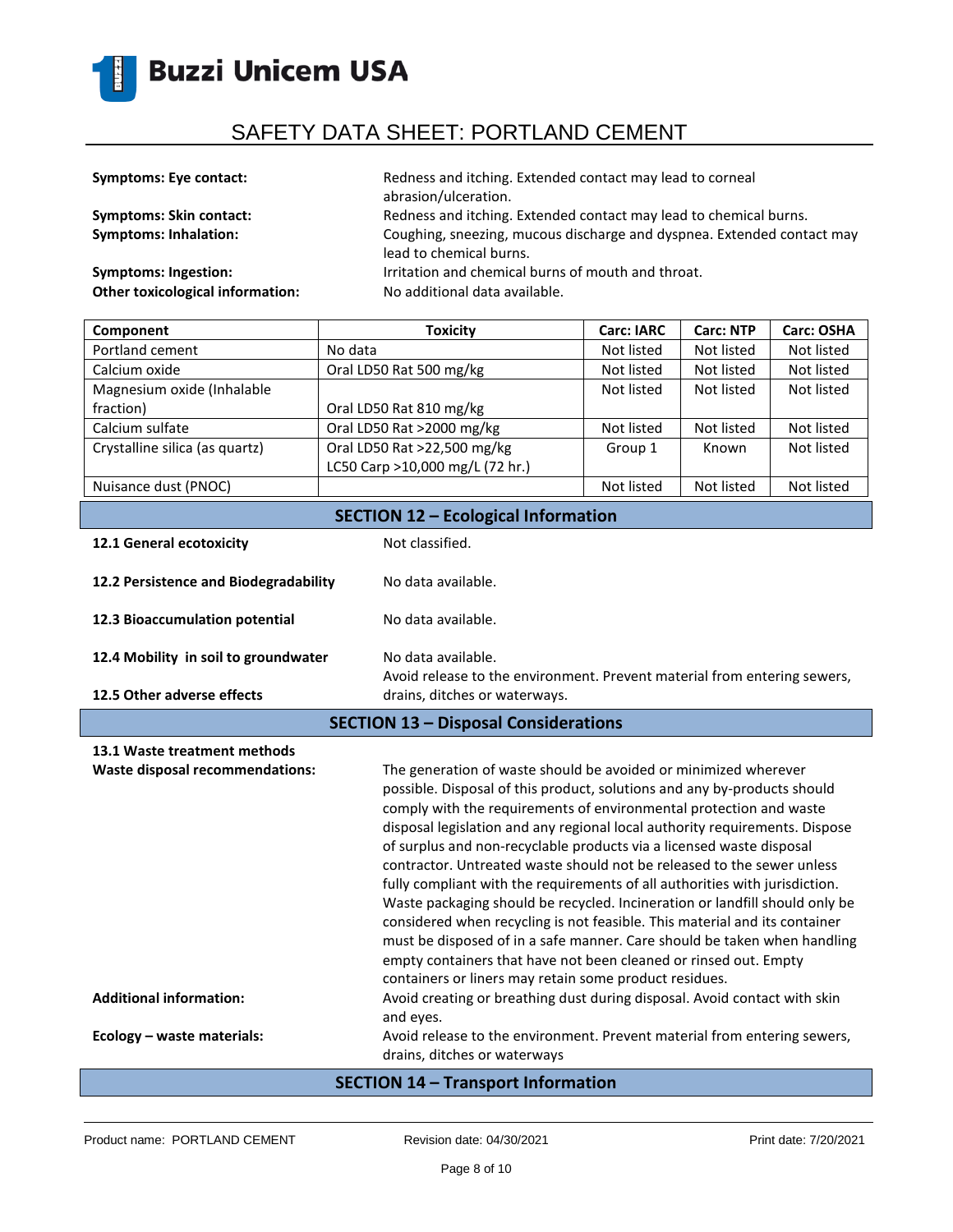**Symptoms: Eye contact:** Redness and itching. Extended contact may lead to corneal abrasion/ulceration.

**Symptoms: Skin contact:** Redness and itching. Extended contact may lead to chemical burns.

**Symptoms: Inhalation:** Coughing, sneezing, mucous discharge and dyspnea. Extended contact may lead to chemical burns.

**Symptoms: Ingestion:** Irritation and chemical burns of mouth and throat.

**Other toxicological information:** No additional data available.

| Component | Toxicity | Carc: IARC | Carc: NTP | Carc: OSHA |
|---|---|---|---|---|
| Portland cement | No data | Not listed | Not listed | Not listed |
| Calcium oxide | Oral LD50 Rat 500 mg/kg | Not listed | Not listed | Not listed |
| Magnesium oxide (Inhalable fraction) | Oral LD50 Rat 810 mg/kg | Not listed | Not listed | Not listed |
| Calcium sulfate | Oral LD50 Rat >2000 mg/kg | Not listed | Not listed | Not listed |
| Crystalline silica (as quartz) | Oral LD50 Rat >22,500 mg/kg<br>LC50 Carp >10,000 mg/L (72 hr.) | Group 1 | Known | Not listed |
| Nuisance dust (PNOC) | | Not listed | Not listed | Not listed |

## SECTION 12 – Ecological Information

**12.1 General ecotoxicity** Not classified.

**12.2 Persistence and Biodegradability** No data available.

**12.3 Bioaccumulation potential** No data available.

**12.4 Mobility in soil to groundwater** No data available.

**12.5 Other adverse effects** Avoid release to the environment. Prevent material from entering sewers, drains, ditches or waterways.

## SECTION 13 – Disposal Considerations

**13.1 Waste treatment methods**

**Waste disposal recommendations:** The generation of waste should be avoided or minimized wherever possible. Disposal of this product, solutions and any by-products should comply with the requirements of environmental protection and waste disposal legislation and any regional local authority requirements. Dispose of surplus and non-recyclable products via a licensed waste disposal contractor. Untreated waste should not be released to the sewer unless fully compliant with the requirements of all authorities with jurisdiction. Waste packaging should be recycled. Incineration or landfill should only be considered when recycling is not feasible. This material and its container must be disposed of in a safe manner. Care should be taken when handling empty containers that have not been cleaned or rinsed out. Empty containers or liners may retain some product residues.

**Additional information:** Avoid creating or breathing dust during disposal. Avoid contact with skin and eyes.

**Ecology – waste materials:** Avoid release to the environment. Prevent material from entering sewers, drains, ditches or waterways

## SECTION 14 – Transport Information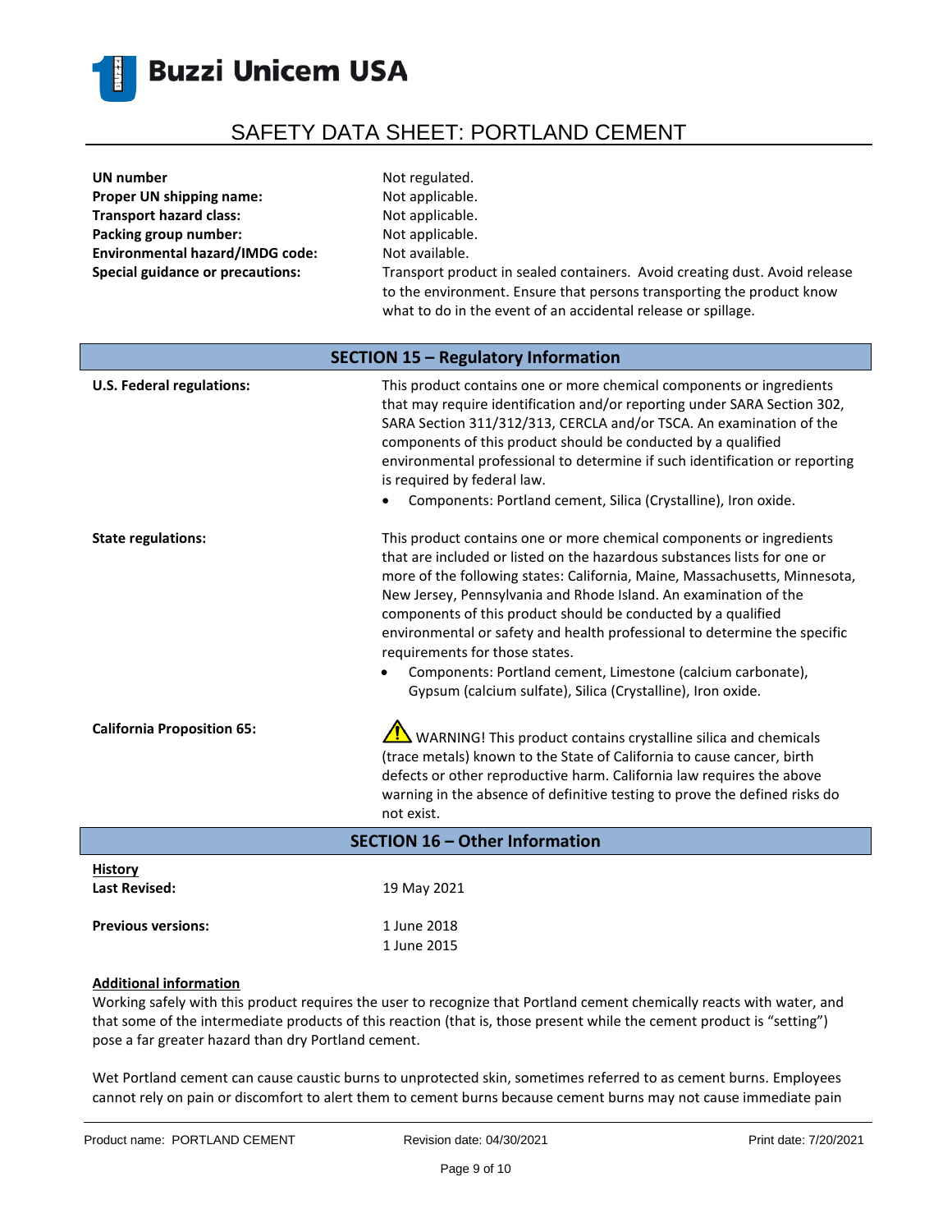| | |
|---|---|
| **UN number** | Not regulated. |
| **Proper UN shipping name:** | Not applicable. |
| **Transport hazard class:** | Not applicable. |
| **Packing group number:** | Not applicable. |
| **Environmental hazard/IMDG code:** | Not available. |
| **Special guidance or precautions:** | Transport product in sealed containers. Avoid creating dust. Avoid release to the environment. Ensure that persons transporting the product know what to do in the event of an accidental release or spillage. |

## SECTION 15 – Regulatory Information

**U.S. Federal regulations:**

This product contains one or more chemical components or ingredients that may require identification and/or reporting under SARA Section 302, SARA Section 311/312/313, CERCLA and/or TSCA. An examination of the components of this product should be conducted by a qualified environmental professional to determine if such identification or reporting is required by federal law.

- Components: Portland cement, Silica (Crystalline), Iron oxide.

**State regulations:**

This product contains one or more chemical components or ingredients that are included or listed on the hazardous substances lists for one or more of the following states: California, Maine, Massachusetts, Minnesota, New Jersey, Pennsylvania and Rhode Island. An examination of the components of this product should be conducted by a qualified environmental or safety and health professional to determine the specific requirements for those states.

- Components: Portland cement, Limestone (calcium carbonate), Gypsum (calcium sulfate), Silica (Crystalline), Iron oxide.

**California Proposition 65:**

⚠ WARNING! This product contains crystalline silica and chemicals (trace metals) known to the State of California to cause cancer, birth defects or other reproductive harm. California law requires the above warning in the absence of definitive testing to prove the defined risks do not exist.

## SECTION 16 – Other Information

**History**

**Last Revised:** 19 May 2021

**Previous versions:** 1 June 2018
1 June 2015

**Additional information**

Working safely with this product requires the user to recognize that Portland cement chemically reacts with water, and that some of the intermediate products of this reaction (that is, those present while the cement product is "setting") pose a far greater hazard than dry Portland cement.

Wet Portland cement can cause caustic burns to unprotected skin, sometimes referred to as cement burns. Employees cannot rely on pain or discomfort to alert them to cement burns because cement burns may not cause immediate pain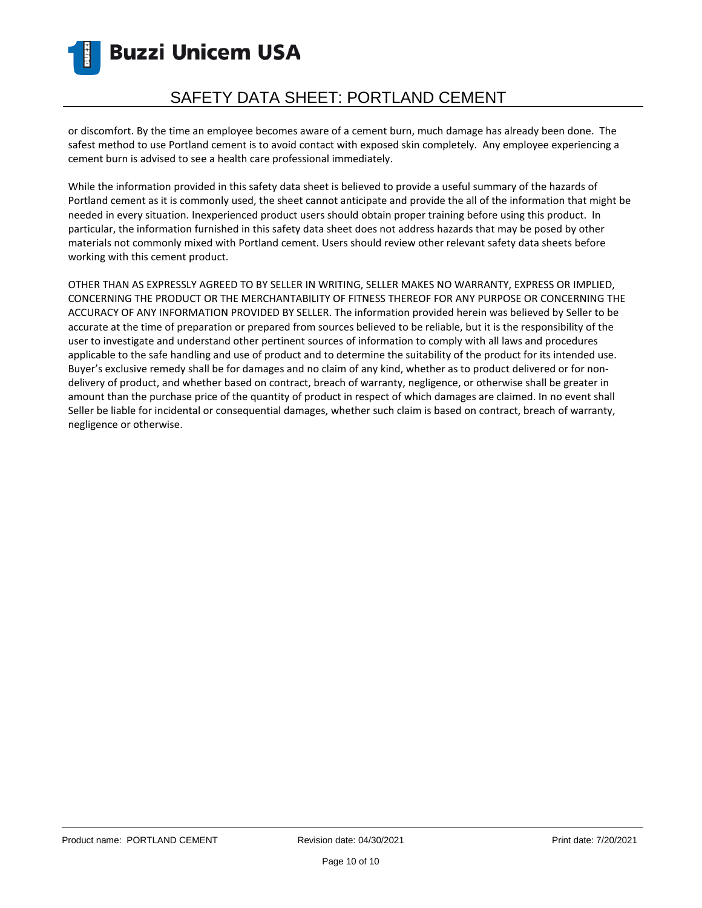or discomfort. By the time an employee becomes aware of a cement burn, much damage has already been done. The safest method to use Portland cement is to avoid contact with exposed skin completely. Any employee experiencing a cement burn is advised to see a health care professional immediately.

While the information provided in this safety data sheet is believed to provide a useful summary of the hazards of Portland cement as it is commonly used, the sheet cannot anticipate and provide the all of the information that might be needed in every situation. Inexperienced product users should obtain proper training before using this product. In particular, the information furnished in this safety data sheet does not address hazards that may be posed by other materials not commonly mixed with Portland cement. Users should review other relevant safety data sheets before working with this cement product.

OTHER THAN AS EXPRESSLY AGREED TO BY SELLER IN WRITING, SELLER MAKES NO WARRANTY, EXPRESS OR IMPLIED, CONCERNING THE PRODUCT OR THE MERCHANTABILITY OF FITNESS THEREOF FOR ANY PURPOSE OR CONCERNING THE ACCURACY OF ANY INFORMATION PROVIDED BY SELLER. The information provided herein was believed by Seller to be accurate at the time of preparation or prepared from sources believed to be reliable, but it is the responsibility of the user to investigate and understand other pertinent sources of information to comply with all laws and procedures applicable to the safe handling and use of product and to determine the suitability of the product for its intended use. Buyer's exclusive remedy shall be for damages and no claim of any kind, whether as to product delivered or for non-delivery of product, and whether based on contract, breach of warranty, negligence, or otherwise shall be greater in amount than the purchase price of the quantity of product in respect of which damages are claimed. In no event shall Seller be liable for incidental or consequential damages, whether such claim is based on contract, breach of warranty, negligence or otherwise.